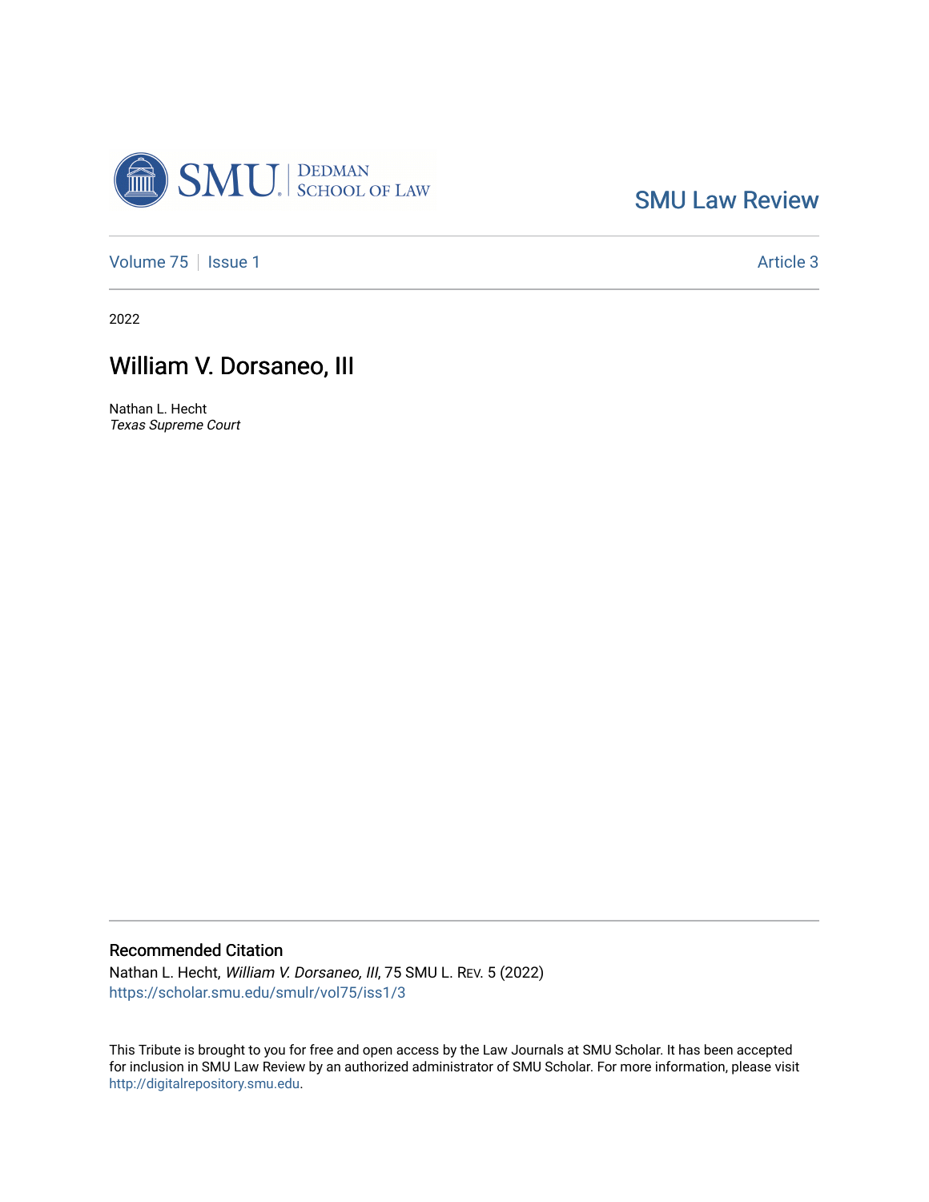SMU Law Review

Volume 75 | Issue 1 | Article 3

2022

# William V. Dorsaneo, III

Nathan L. Hecht
*Texas Supreme Court*

## Recommended Citation

Nathan L. Hecht, *William V. Dorsaneo, III*, 75 SMU L. REV. 5 (2022)
https://scholar.smu.edu/smulr/vol75/iss1/3

This Tribute is brought to you for free and open access by the Law Journals at SMU Scholar. It has been accepted for inclusion in SMU Law Review by an authorized administrator of SMU Scholar. For more information, please visit http://digitalrepository.smu.edu.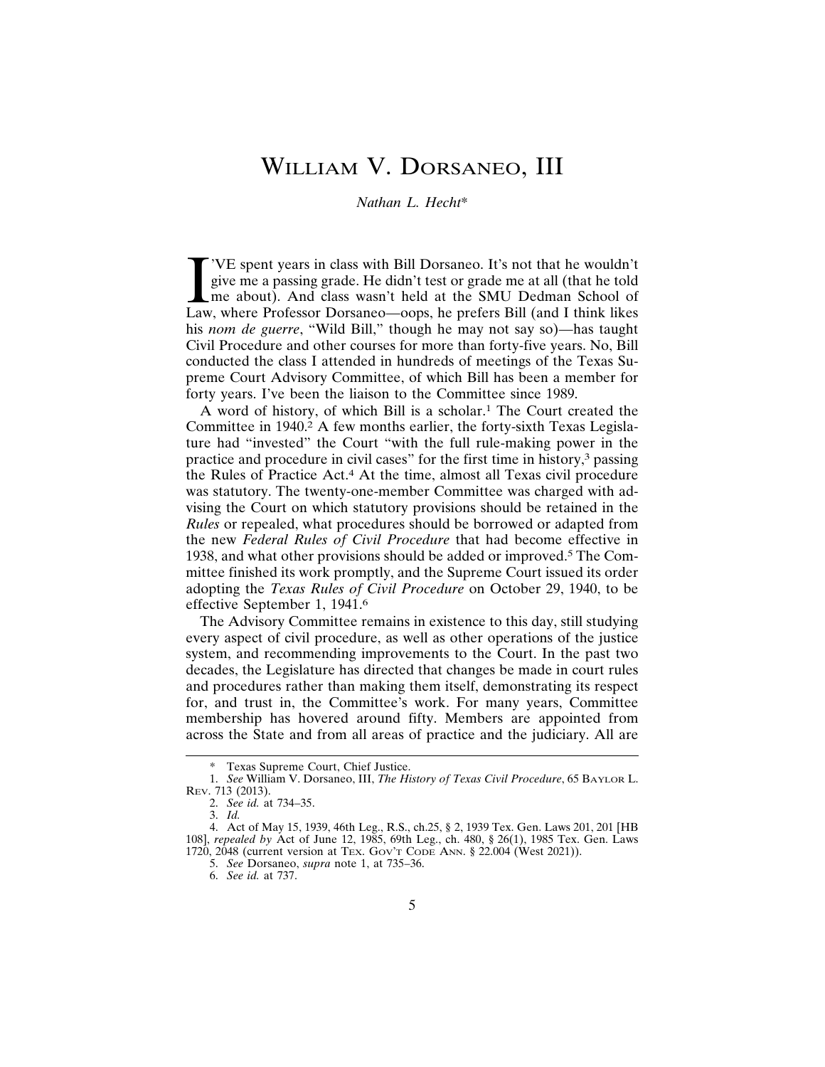# William V. Dorsaneo, III

*Nathan L. Hecht**

I'VE spent years in class with Bill Dorsaneo. It's not that he wouldn't give me a passing grade. He didn't test or grade me at all (that he told me about). And class wasn't held at the SMU Dedman School of Law, where Professor Dorsaneo—oops, he prefers Bill (and I think likes his *nom de guerre*, "Wild Bill," though he may not say so)—has taught Civil Procedure and other courses for more than forty-five years. No, Bill conducted the class I attended in hundreds of meetings of the Texas Supreme Court Advisory Committee, of which Bill has been a member for forty years. I've been the liaison to the Committee since 1989.

A word of history, of which Bill is a scholar.[1] The Court created the Committee in 1940.[2] A few months earlier, the forty-sixth Texas Legislature had "invested" the Court "with the full rule-making power in the practice and procedure in civil cases" for the first time in history,[3] passing the Rules of Practice Act.[4] At the time, almost all Texas civil procedure was statutory. The twenty-one-member Committee was charged with advising the Court on which statutory provisions should be retained in the *Rules* or repealed, what procedures should be borrowed or adapted from the new *Federal Rules of Civil Procedure* that had become effective in 1938, and what other provisions should be added or improved.[5] The Committee finished its work promptly, and the Supreme Court issued its order adopting the *Texas Rules of Civil Procedure* on October 29, 1940, to be effective September 1, 1941.[6]

The Advisory Committee remains in existence to this day, still studying every aspect of civil procedure, as well as other operations of the justice system, and recommending improvements to the Court. In the past two decades, the Legislature has directed that changes be made in court rules and procedures rather than making them itself, demonstrating its respect for, and trust in, the Committee's work. For many years, Committee membership has hovered around fifty. Members are appointed from across the State and from all areas of practice and the judiciary. All are

---

\* Texas Supreme Court, Chief Justice.

1. *See* William V. Dorsaneo, III, *The History of Texas Civil Procedure*, 65 Baylor L. Rev. 713 (2013).
2. *See id.* at 734–35.
3. *Id.*
4. Act of May 15, 1939, 46th Leg., R.S., ch.25, § 2, 1939 Tex. Gen. Laws 201, 201 [HB 108], *repealed by* Act of June 12, 1985, 69th Leg., ch. 480, § 26(1), 1985 Tex. Gen. Laws 1720, 2048 (current version at Tex. Gov't Code Ann. § 22.004 (West 2021)).
5. *See* Dorsaneo, *supra* note 1, at 735–36.
6. *See id.* at 737.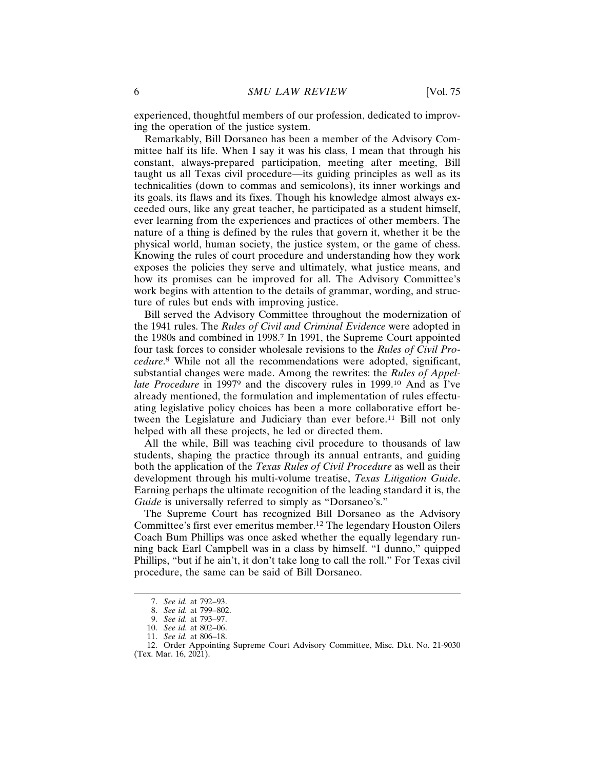experienced, thoughtful members of our profession, dedicated to improving the operation of the justice system.

Remarkably, Bill Dorsaneo has been a member of the Advisory Committee half its life. When I say it was his class, I mean that through his constant, always-prepared participation, meeting after meeting, Bill taught us all Texas civil procedure—its guiding principles as well as its technicalities (down to commas and semicolons), its inner workings and its goals, its flaws and its fixes. Though his knowledge almost always exceeded ours, like any great teacher, he participated as a student himself, ever learning from the experiences and practices of other members. The nature of a thing is defined by the rules that govern it, whether it be the physical world, human society, the justice system, or the game of chess. Knowing the rules of court procedure and understanding how they work exposes the policies they serve and ultimately, what justice means, and how its promises can be improved for all. The Advisory Committee's work begins with attention to the details of grammar, wording, and structure of rules but ends with improving justice.

Bill served the Advisory Committee throughout the modernization of the 1941 rules. The *Rules of Civil and Criminal Evidence* were adopted in the 1980s and combined in 1998.[7] In 1991, the Supreme Court appointed four task forces to consider wholesale revisions to the *Rules of Civil Procedure*.[8] While not all the recommendations were adopted, significant, substantial changes were made. Among the rewrites: the *Rules of Appellate Procedure* in 1997[9] and the discovery rules in 1999.[10] And as I've already mentioned, the formulation and implementation of rules effectuating legislative policy choices has been a more collaborative effort between the Legislature and Judiciary than ever before.[11] Bill not only helped with all these projects, he led or directed them.

All the while, Bill was teaching civil procedure to thousands of law students, shaping the practice through its annual entrants, and guiding both the application of the *Texas Rules of Civil Procedure* as well as their development through his multi-volume treatise, *Texas Litigation Guide*. Earning perhaps the ultimate recognition of the leading standard it is, the *Guide* is universally referred to simply as "Dorsaneo's."

The Supreme Court has recognized Bill Dorsaneo as the Advisory Committee's first ever emeritus member.[12] The legendary Houston Oilers Coach Bum Phillips was once asked whether the equally legendary running back Earl Campbell was in a class by himself. "I dunno," quipped Phillips, "but if he ain't, it don't take long to call the roll." For Texas civil procedure, the same can be said of Bill Dorsaneo.

---

7. *See id.* at 792–93.
8. *See id.* at 799–802.
9. *See id.* at 793–97.
10. *See id.* at 802–06.
11. *See id.* at 806–18.
12. Order Appointing Supreme Court Advisory Committee, Misc. Dkt. No. 21-9030 (Tex. Mar. 16, 2021).